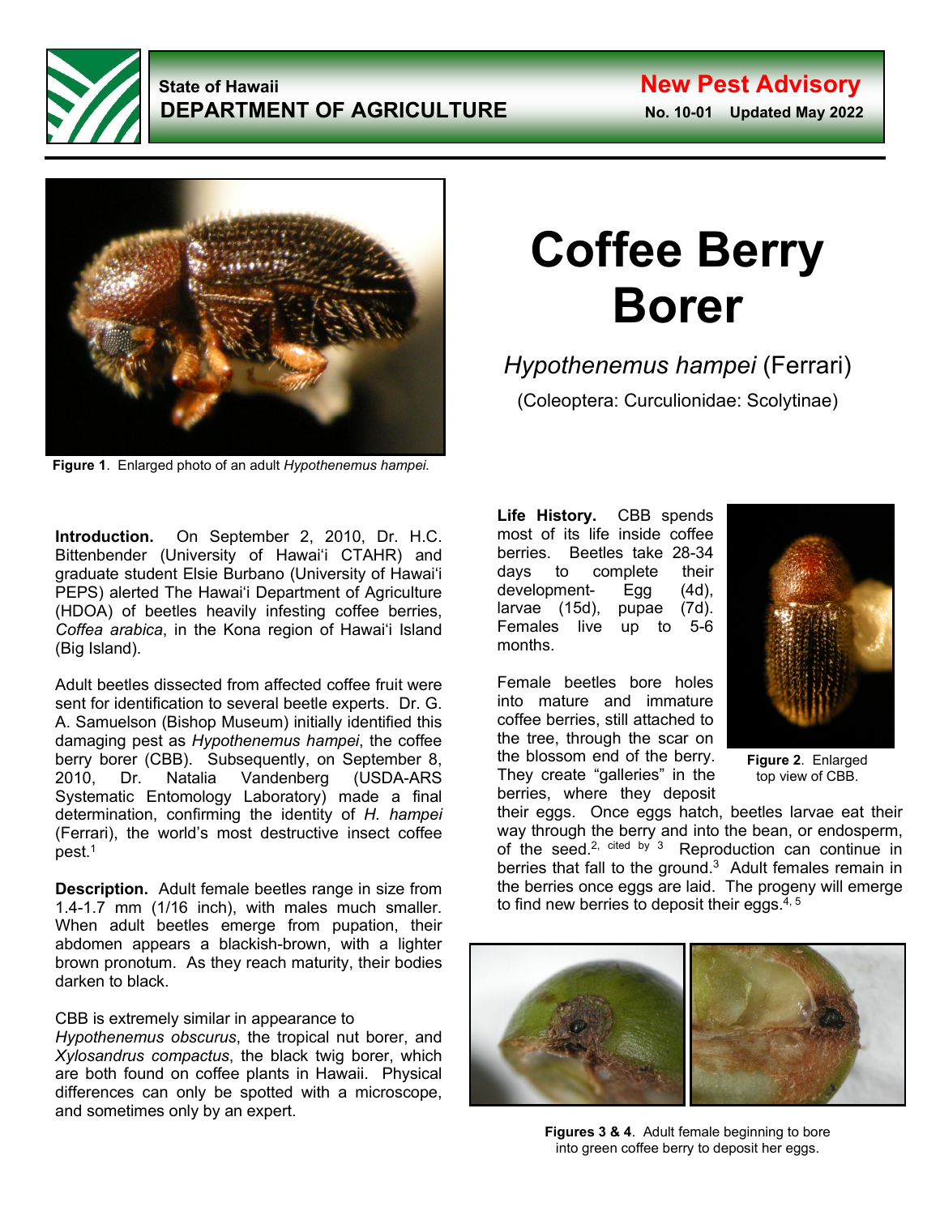State of Hawaii
**DEPARTMENT OF AGRICULTURE**

**New Pest Advisory**
**No. 10-01 Updated May 2022**

Figure 1. Enlarged photo of an adult *Hypothenemus hampei*.

# Coffee Berry Borer

*Hypothenemus hampei* (Ferrari)

(Coleoptera: Curculionidae: Scolytinae)

**Introduction.** On September 2, 2010, Dr. H.C. Bittenbender (University of Hawai'i CTAHR) and graduate student Elsie Burbano (University of Hawai'i PEPS) alerted The Hawai'i Department of Agriculture (HDOA) of beetles heavily infesting coffee berries, *Coffea arabica*, in the Kona region of Hawai'i Island (Big Island).

Adult beetles dissected from affected coffee fruit were sent for identification to several beetle experts. Dr. G. A. Samuelson (Bishop Museum) initially identified this damaging pest as *Hypothenemus hampei*, the coffee berry borer (CBB). Subsequently, on September 8, 2010, Dr. Natalia Vandenberg (USDA-ARS Systematic Entomology Laboratory) made a final determination, confirming the identity of *H. hampei* (Ferrari), the world's most destructive insect coffee pest.[1]

**Description.** Adult female beetles range in size from 1.4-1.7 mm (1/16 inch), with males much smaller. When adult beetles emerge from pupation, their abdomen appears a blackish-brown, with a lighter brown pronotum. As they reach maturity, their bodies darken to black.

CBB is extremely similar in appearance to *Hypothenemus obscurus*, the tropical nut borer, and *Xylosandrus compactus*, the black twig borer, which are both found on coffee plants in Hawaii. Physical differences can only be spotted with a microscope, and sometimes only by an expert.

**Life History.** CBB spends most of its life inside coffee berries. Beetles take 28-34 days to complete their development- Egg (4d), larvae (15d), pupae (7d). Females live up to 5-6 months.

Figure 2. Enlarged top view of CBB.

Female beetles bore holes into mature and immature coffee berries, still attached to the tree, through the scar on the blossom end of the berry. They create "galleries" in the berries, where they deposit their eggs. Once eggs hatch, beetles larvae eat their way through the berry and into the bean, or endosperm, of the seed.[2, cited by 3] Reproduction can continue in berries that fall to the ground.[3] Adult females remain in the berries once eggs are laid. The progeny will emerge to find new berries to deposit their eggs.[4, 5]

**Figures 3 & 4**. Adult female beginning to bore into green coffee berry to deposit her eggs.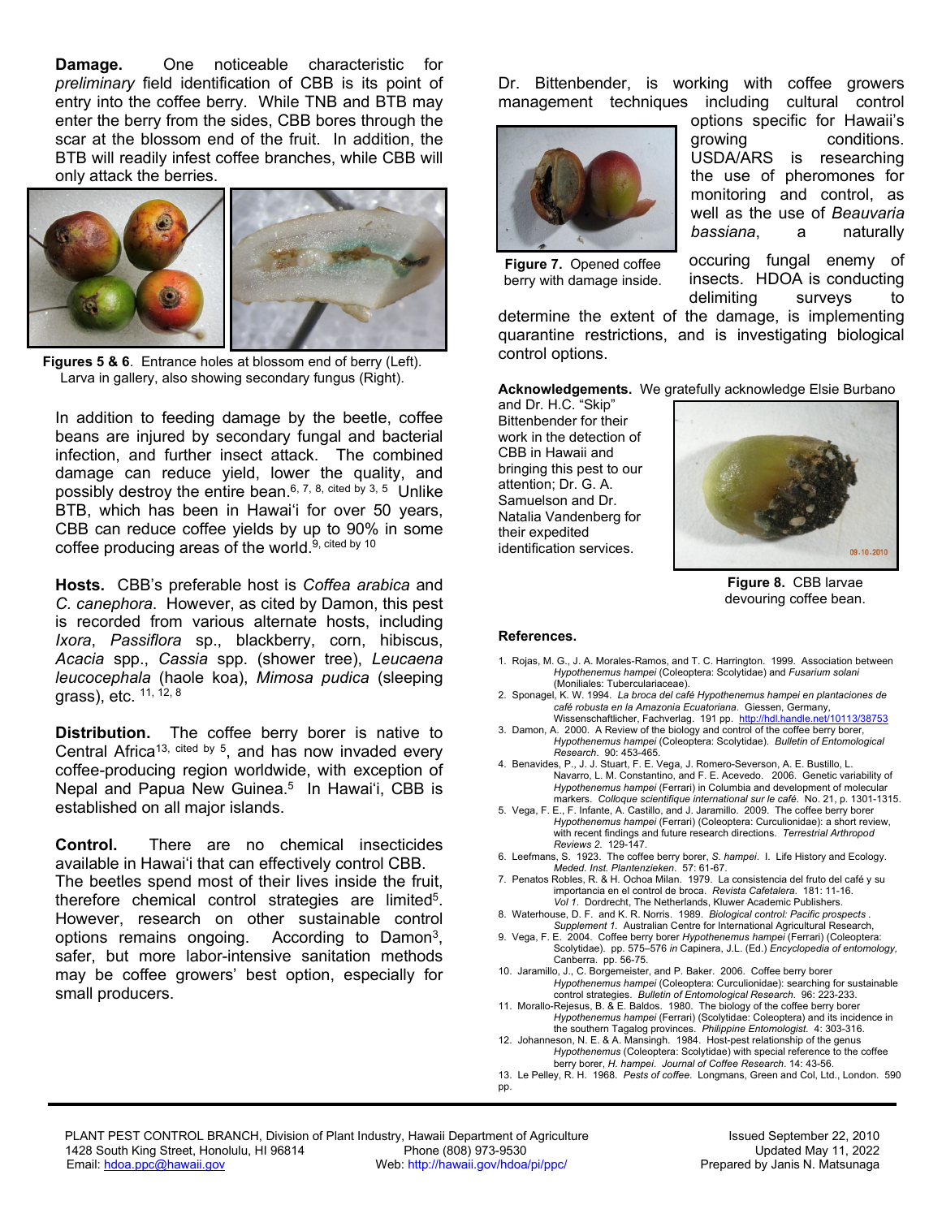**Damage.** One noticeable characteristic for *preliminary* field identification of CBB is its point of entry into the coffee berry. While TNB and BTB may enter the berry from the sides, CBB bores through the scar at the blossom end of the fruit. In addition, the BTB will readily infest coffee branches, while CBB will only attack the berries.

**Figures 5 & 6**. Entrance holes at blossom end of berry (Left). Larva in gallery, also showing secondary fungus (Right).

In addition to feeding damage by the beetle, coffee beans are injured by secondary fungal and bacterial infection, and further insect attack. The combined damage can reduce yield, lower the quality, and possibly destroy the entire bean.[6, 7, 8, cited by 3, 5] Unlike BTB, which has been in Hawai'i for over 50 years, CBB can reduce coffee yields by up to 90% in some coffee producing areas of the world.[9, cited by 10]

**Hosts.** CBB's preferable host is *Coffea arabica* and *C. canephora*. However, as cited by Damon, this pest is recorded from various alternate hosts, including *Ixora*, *Passiflora* sp., blackberry, corn, hibiscus, *Acacia* spp., *Cassia* spp. (shower tree), *Leucaena leucocephala* (haole koa), *Mimosa pudica* (sleeping grass), etc. [11, 12, 8]

**Distribution.** The coffee berry borer is native to Central Africa[13, cited by 5], and has now invaded every coffee-producing region worldwide, with exception of Nepal and Papua New Guinea.[5] In Hawai'i, CBB is established on all major islands.

**Control.** There are no chemical insecticides available in Hawai'i that can effectively control CBB. The beetles spend most of their lives inside the fruit, therefore chemical control strategies are limited[5]. However, research on other sustainable control options remains ongoing. According to Damon[3], safer, but more labor-intensive sanitation methods may be coffee growers' best option, especially for small producers.

Dr. Bittenbender, is working with coffee growers management techniques including cultural control options specific for Hawaii's growing conditions. USDA/ARS is researching the use of pheromones for monitoring and control, as well as the use of *Beauvaria bassiana*, a naturally occuring fungal enemy of insects. HDOA is conducting delimiting surveys to determine the extent of the damage, is implementing quarantine restrictions, and is investigating biological control options.

**Figure 7.** Opened coffee berry with damage inside.

**Acknowledgements.** We gratefully acknowledge Elsie Burbano and Dr. H.C. "Skip" Bittenbender for their work in the detection of CBB in Hawaii and bringing this pest to our attention; Dr. G. A. Samuelson and Dr. Natalia Vandenberg for their expedited identification services.

**Figure 8.** CBB larvae devouring coffee bean.

**References.**

1. Rojas, M. G., J. A. Morales-Ramos, and T. C. Harrington. 1999. Association between *Hypothenemus hampei* (Coleoptera: Scolytidae) and *Fusarium solani* (Moniliales: Tuberculariaceae).
2. Sponagel, K. W. 1994. *La broca del café Hypothenemus hampei en plantaciones de café robusta en la Amazonia Ecuatoriana*. Giessen, Germany, Wissenschaftlicher, Fachverlag. 191 pp. http://hdl.handle.net/10113/38753
3. Damon, A. 2000. A Review of the biology and control of the coffee berry borer, *Hypothenemus hampei* (Coleoptera: Scolytidae). *Bulletin of Entomological Research*. 90: 453-465.
4. Benavides, P., J. J. Stuart, F. E. Vega, J. Romero-Severson, A. E. Bustillo, L. Navarro, L. M. Constantino, and F. E. Acevedo. 2006. Genetic variability of *Hypothenemus hampei* (Ferrari) in Columbia and development of molecular markers. *Colloque scientifique international sur le café*. No. 21, pp. 1301-1315.
5. Vega, F. E., F. Infante, A. Castillo, and J. Jaramillo. 2009. The coffee berry borer *Hypothenemus hampei* (Ferrari) (Coleoptera: Curculionidae): a short review, with recent findings and future research directions. *Terrestrial Arthropod Reviews 2*. 129-147.
6. Leefmans, S. 1923. The coffee berry borer, *S. hampei*. I. Life History and Ecology. *Meded. Inst. Plantenziekten*. 57: 61-67.
7. Penatos Robles, R. & H. Ochoa Milan. 1979. La consistencia del fruto del café y su importancia en el control de broca. *Revista Cafetalera*. 181: 11-16. *Vol 1*. Dordrecht, The Netherlands, Kluwer Academic Publishers.
8. Waterhouse, D. F. and K. R. Norris. 1989. *Biological control: Pacific prospects*. *Supplement 1*. Australian Centre for International Agricultural Research, Canberra. pp. 56-75.
9. Vega, F. E. 2004. Coffee berry borer *Hypothenemus hampei* (Ferrari) (Coleoptera: Scolytidae). pp. 575–576 *in* Capinera, J.L. (Ed.) *Encyclopedia of entomology*,
10. Jaramillo, J., C. Borgemeister, and P. Baker. 2006. Coffee berry borer *Hypothenemus hampei* (Coleoptera: Curculionidae): searching for sustainable control strategies. *Bulletin of Entomological Research*. 96: 223-233.
11. Morallo-Rejesus, B. & E. Baldos. 1980. The biology of the coffee berry borer *Hypothenemus hampei* (Ferrari) (Scolytidae: Coleoptera) and its incidence in the southern Tagalog provinces. *Philippine Entomologist*. 4: 303-316.
12. Johanneson, N. E. & A. Mansingh. 1984. Host-pest relationship of the genus *Hypothenemus* (Coleoptera: Scolytidae) with special reference to the coffee berry borer, *H. hampei*. *Journal of Coffee Research*. 14: 43-56.
13. Le Pelley, R. H. 1968. *Pests of coffee*. Longmans, Green and Col, Ltd., London. 590 pp.

PLANT PEST CONTROL BRANCH, Division of Plant Industry, Hawaii Department of Agriculture
1428 South King Street, Honolulu, HI 96814
Phone (808) 973-9530
Email: hdoa.ppc@hawaii.gov
Web: http://hawaii.gov/hdoa/pi/ppc/

Issued September 22, 2010
Updated May 11, 2022
Prepared by Janis N. Matsunaga